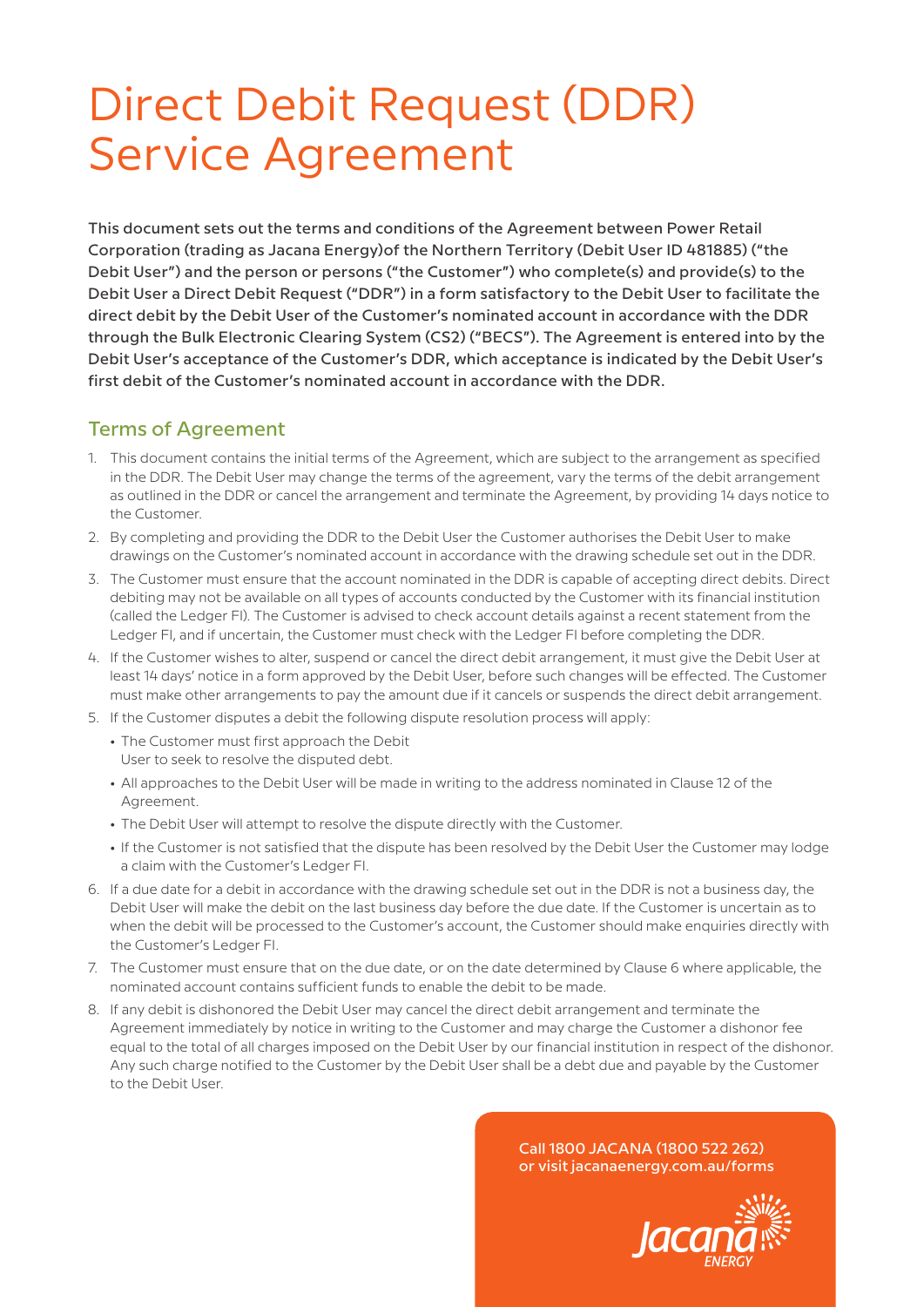# Direct Debit Request (DDR) Service Agreement

**This document sets out the terms and conditions of the Agreement between Power Retail Corporation (trading as Jacana Energy)of the Northern Territory (Debit User ID 481885) ("the Debit User") and the person or persons ("the Customer") who complete(s) and provide(s) to the Debit User a Direct Debit Request ("DDR") in a form satisfactory to the Debit User to facilitate the direct debit by the Debit User of the Customer's nominated account in accordance with the DDR through the Bulk Electronic Clearing System (CS2) ("BECS"). The Agreement is entered into by the Debit User's acceptance of the Customer's DDR, which acceptance is indicated by the Debit User's first debit of the Customer's nominated account in accordance with the DDR.**

## Terms of Agreement

1. This document contains the initial terms of the Agreement, which are subject to the arrangement as specified in the DDR. The Debit User may change the terms of the agreement, vary the terms of the debit arrangement as outlined in the DDR or cancel the arrangement and terminate the Agreement, by providing 14 days notice to the Customer.
2. By completing and providing the DDR to the Debit User the Customer authorises the Debit User to make drawings on the Customer's nominated account in accordance with the drawing schedule set out in the DDR.
3. The Customer must ensure that the account nominated in the DDR is capable of accepting direct debits. Direct debiting may not be available on all types of accounts conducted by the Customer with its financial institution (called the Ledger FI). The Customer is advised to check account details against a recent statement from the Ledger FI, and if uncertain, the Customer must check with the Ledger FI before completing the DDR.
4. If the Customer wishes to alter, suspend or cancel the direct debit arrangement, it must give the Debit User at least 14 days' notice in a form approved by the Debit User, before such changes will be effected. The Customer must make other arrangements to pay the amount due if it cancels or suspends the direct debit arrangement.
5. If the Customer disputes a debit the following dispute resolution process will apply:
   - The Customer must first approach the Debit User to seek to resolve the disputed debt.
   - All approaches to the Debit User will be made in writing to the address nominated in Clause 12 of the Agreement.
   - The Debit User will attempt to resolve the dispute directly with the Customer.
   - If the Customer is not satisfied that the dispute has been resolved by the Debit User the Customer may lodge a claim with the Customer's Ledger FI.
6. If a due date for a debit in accordance with the drawing schedule set out in the DDR is not a business day, the Debit User will make the debit on the last business day before the due date. If the Customer is uncertain as to when the debit will be processed to the Customer's account, the Customer should make enquiries directly with the Customer's Ledger FI.
7. The Customer must ensure that on the due date, or on the date determined by Clause 6 where applicable, the nominated account contains sufficient funds to enable the debit to be made.
8. If any debit is dishonored the Debit User may cancel the direct debit arrangement and terminate the Agreement immediately by notice in writing to the Customer and may charge the Customer a dishonor fee equal to the total of all charges imposed on the Debit User by our financial institution in respect of the dishonor. Any such charge notified to the Customer by the Debit User shall be a debt due and payable by the Customer to the Debit User.

Call 1800 JACANA (1800 522 262)
or visit jacanaenergy.com.au/forms

Jacana ENERGY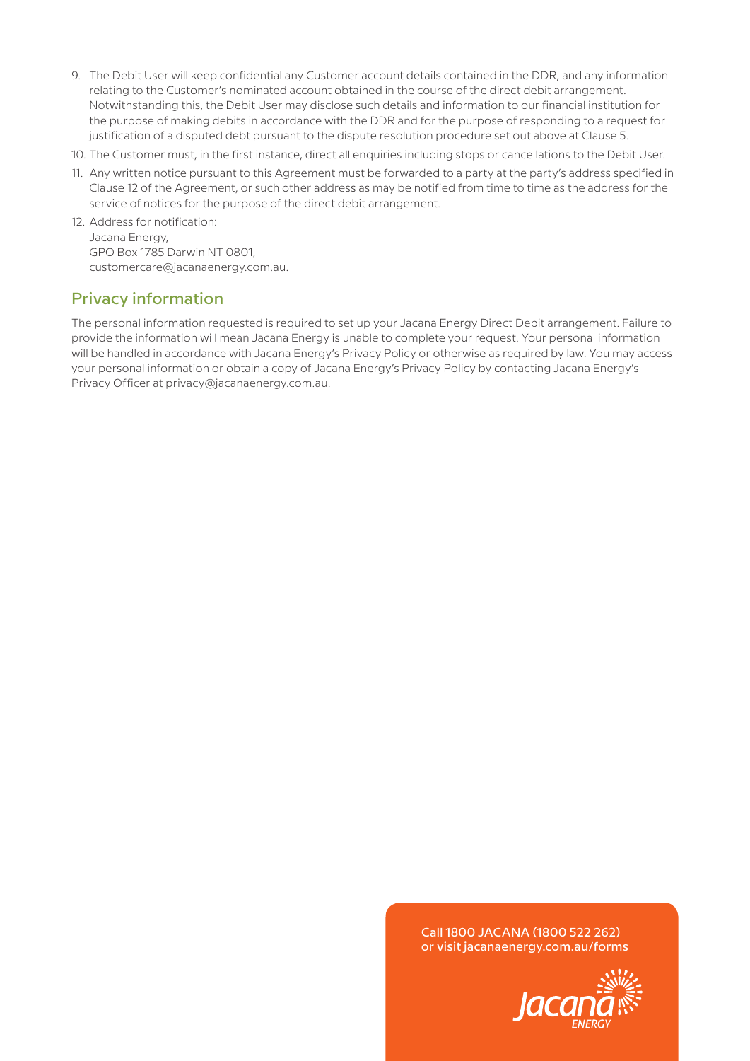9. The Debit User will keep confidential any Customer account details contained in the DDR, and any information relating to the Customer's nominated account obtained in the course of the direct debit arrangement. Notwithstanding this, the Debit User may disclose such details and information to our financial institution for the purpose of making debits in accordance with the DDR and for the purpose of responding to a request for justification of a disputed debt pursuant to the dispute resolution procedure set out above at Clause 5.
10. The Customer must, in the first instance, direct all enquiries including stops or cancellations to the Debit User.
11. Any written notice pursuant to this Agreement must be forwarded to a party at the party's address specified in Clause 12 of the Agreement, or such other address as may be notified from time to time as the address for the service of notices for the purpose of the direct debit arrangement.
12. Address for notification:
    Jacana Energy,
    GPO Box 1785 Darwin NT 0801,
    customercare@jacanaenergy.com.au.

## Privacy information

The personal information requested is required to set up your Jacana Energy Direct Debit arrangement. Failure to provide the information will mean Jacana Energy is unable to complete your request. Your personal information will be handled in accordance with Jacana Energy's Privacy Policy or otherwise as required by law. You may access your personal information or obtain a copy of Jacana Energy's Privacy Policy by contacting Jacana Energy's Privacy Officer at privacy@jacanaenergy.com.au.

Call 1800 JACANA (1800 522 262)
or visit jacanaenergy.com.au/forms

Jacana ENERGY